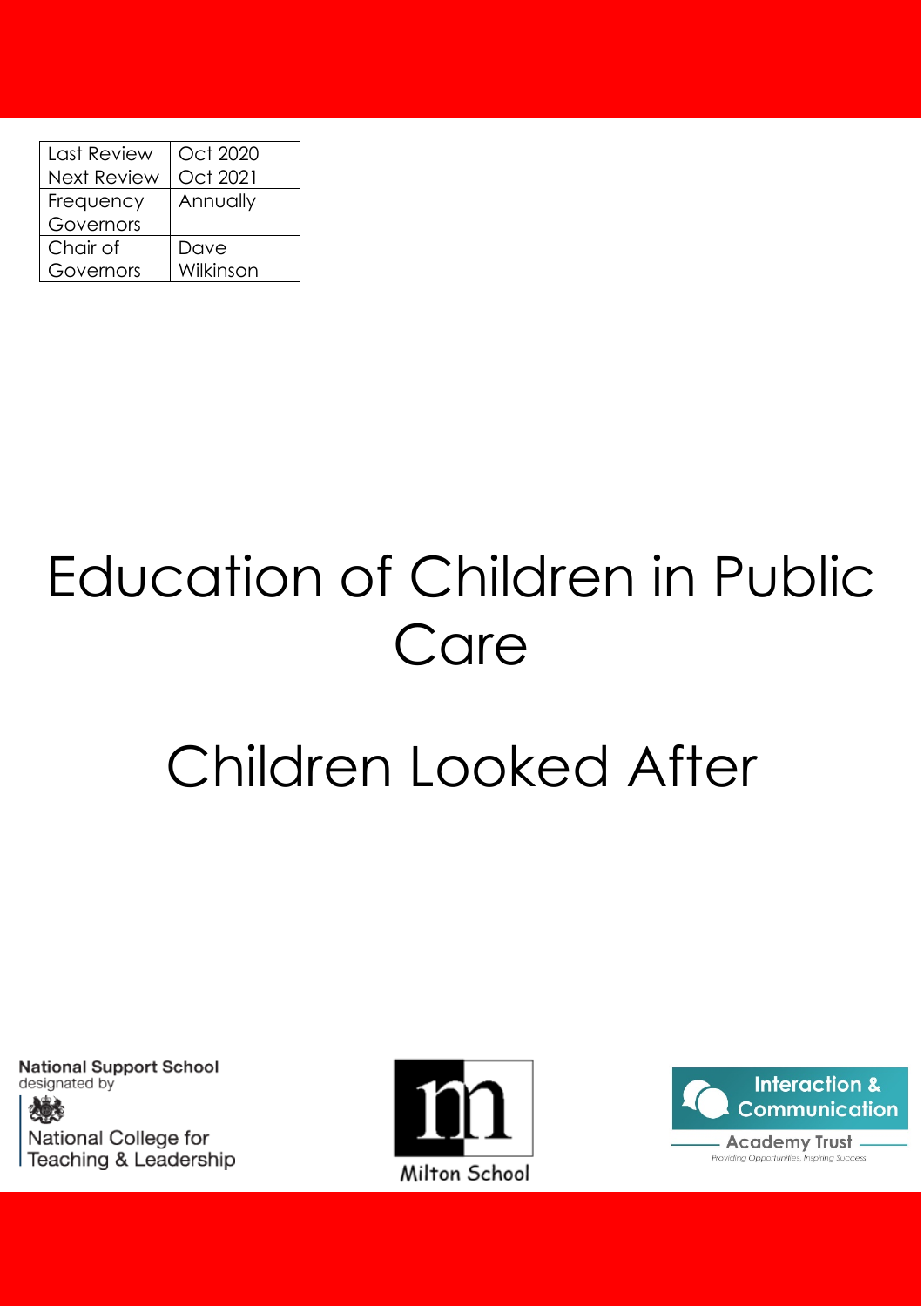| Last Review | Oct 2020 |
| --- | --- |
| Next Review | Oct 2021 |
| Frequency | Annually |
| Governors | |
| Chair of Governors | Dave Wilkinson |

# Education of Children in Public Care

# Children Looked After

National Support School designated by National College for Teaching & Leadership

Milton School

Interaction & Communication Academy Trust

Providing Opportunities, Inspiring Success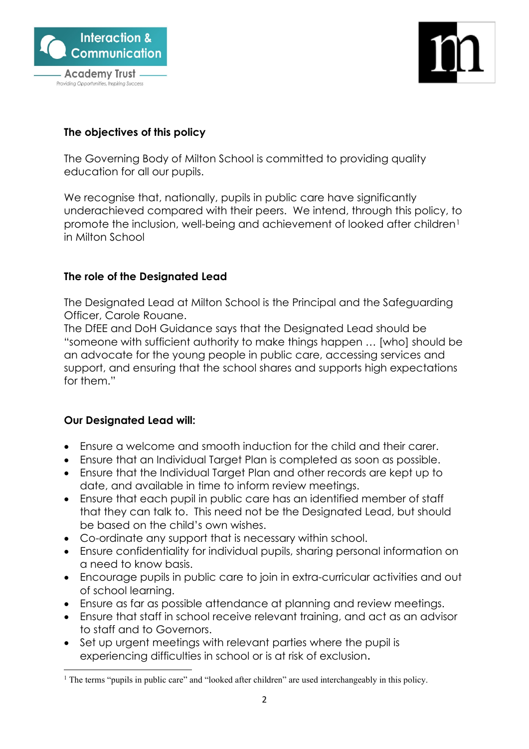**The objectives of this policy**

The Governing Body of Milton School is committed to providing quality education for all our pupils.

We recognise that, nationally, pupils in public care have significantly underachieved compared with their peers. We intend, through this policy, to promote the inclusion, well-being and achievement of looked after children[1] in Milton School

**The role of the Designated Lead**

The Designated Lead at Milton School is the Principal and the Safeguarding Officer, Carole Rouane.
The DfEE and DoH Guidance says that the Designated Lead should be "someone with sufficient authority to make things happen … [who] should be an advocate for the young people in public care, accessing services and support, and ensuring that the school shares and supports high expectations for them."

**Our Designated Lead will:**

- Ensure a welcome and smooth induction for the child and their carer.
- Ensure that an Individual Target Plan is completed as soon as possible.
- Ensure that the Individual Target Plan and other records are kept up to date, and available in time to inform review meetings.
- Ensure that each pupil in public care has an identified member of staff that they can talk to. This need not be the Designated Lead, but should be based on the child's own wishes.
- Co-ordinate any support that is necessary within school.
- Ensure confidentiality for individual pupils, sharing personal information on a need to know basis.
- Encourage pupils in public care to join in extra-curricular activities and out of school learning.
- Ensure as far as possible attendance at planning and review meetings.
- Ensure that staff in school receive relevant training, and act as an advisor to staff and to Governors.
- Set up urgent meetings with relevant parties where the pupil is experiencing difficulties in school or is at risk of exclusion.

[1] The terms "pupils in public care" and "looked after children" are used interchangeably in this policy.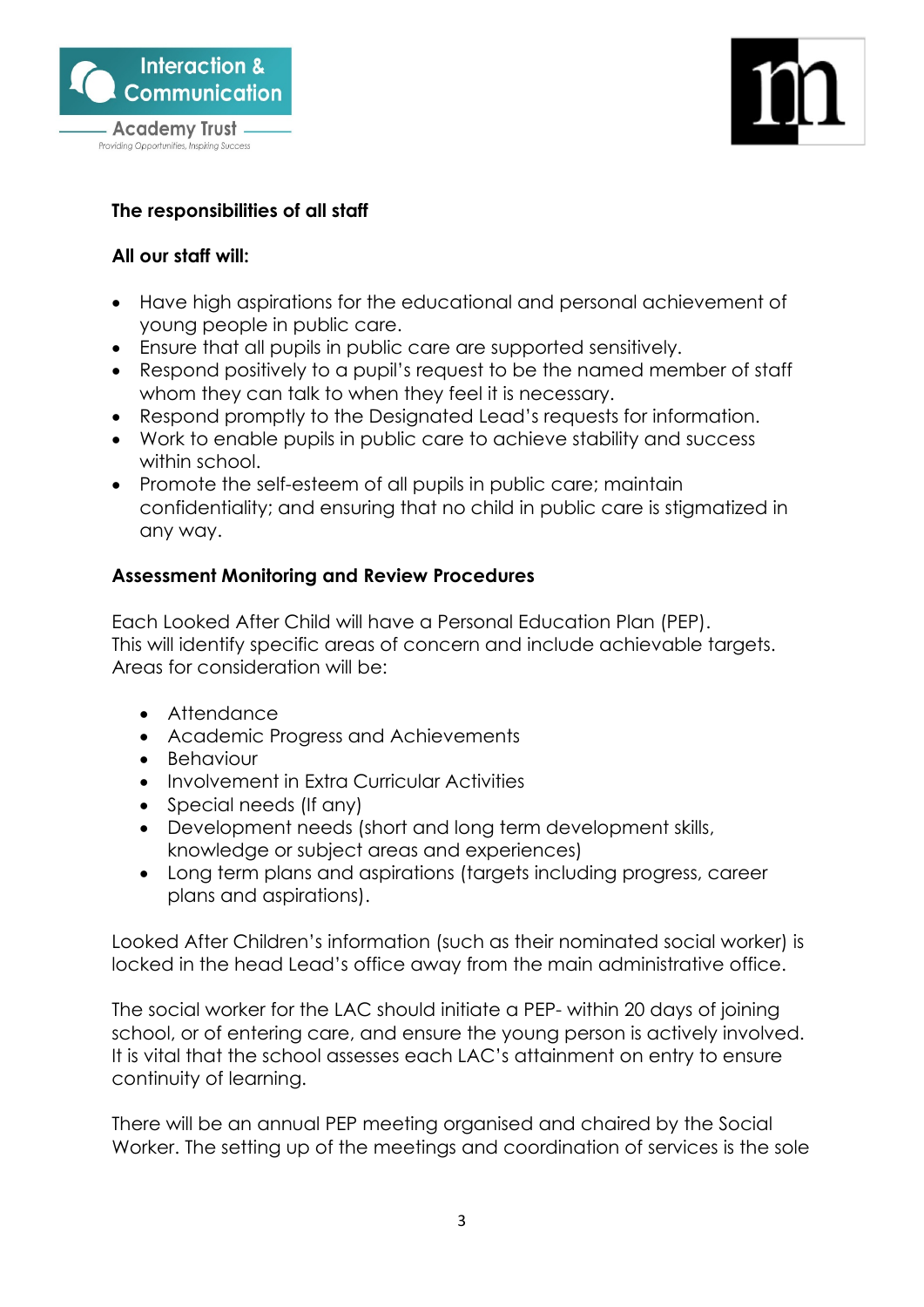**The responsibilities of all staff**

**All our staff will:**

- Have high aspirations for the educational and personal achievement of young people in public care.
- Ensure that all pupils in public care are supported sensitively.
- Respond positively to a pupil's request to be the named member of staff whom they can talk to when they feel it is necessary.
- Respond promptly to the Designated Lead's requests for information.
- Work to enable pupils in public care to achieve stability and success within school.
- Promote the self-esteem of all pupils in public care; maintain confidentiality; and ensuring that no child in public care is stigmatized in any way.

**Assessment Monitoring and Review Procedures**

Each Looked After Child will have a Personal Education Plan (PEP).
This will identify specific areas of concern and include achievable targets.
Areas for consideration will be:

- Attendance
- Academic Progress and Achievements
- Behaviour
- Involvement in Extra Curricular Activities
- Special needs (If any)
- Development needs (short and long term development skills, knowledge or subject areas and experiences)
- Long term plans and aspirations (targets including progress, career plans and aspirations).

Looked After Children's information (such as their nominated social worker) is locked in the head Lead's office away from the main administrative office.

The social worker for the LAC should initiate a PEP- within 20 days of joining school, or of entering care, and ensure the young person is actively involved. It is vital that the school assesses each LAC's attainment on entry to ensure continuity of learning.

There will be an annual PEP meeting organised and chaired by the Social Worker. The setting up of the meetings and coordination of services is the sole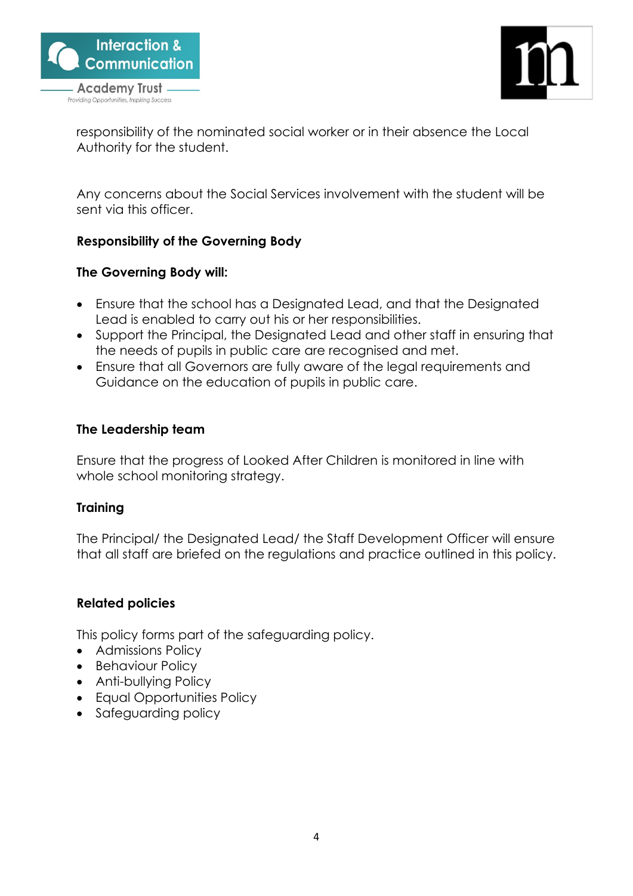responsibility of the nominated social worker or in their absence the Local Authority for the student.

Any concerns about the Social Services involvement with the student will be sent via this officer.

**Responsibility of the Governing Body**

**The Governing Body will:**

- Ensure that the school has a Designated Lead, and that the Designated Lead is enabled to carry out his or her responsibilities.
- Support the Principal, the Designated Lead and other staff in ensuring that the needs of pupils in public care are recognised and met.
- Ensure that all Governors are fully aware of the legal requirements and Guidance on the education of pupils in public care.

**The Leadership team**

Ensure that the progress of Looked After Children is monitored in line with whole school monitoring strategy.

**Training**

The Principal/ the Designated Lead/ the Staff Development Officer will ensure that all staff are briefed on the regulations and practice outlined in this policy.

**Related policies**

This policy forms part of the safeguarding policy.

- Admissions Policy
- Behaviour Policy
- Anti-bullying Policy
- Equal Opportunities Policy
- Safeguarding policy